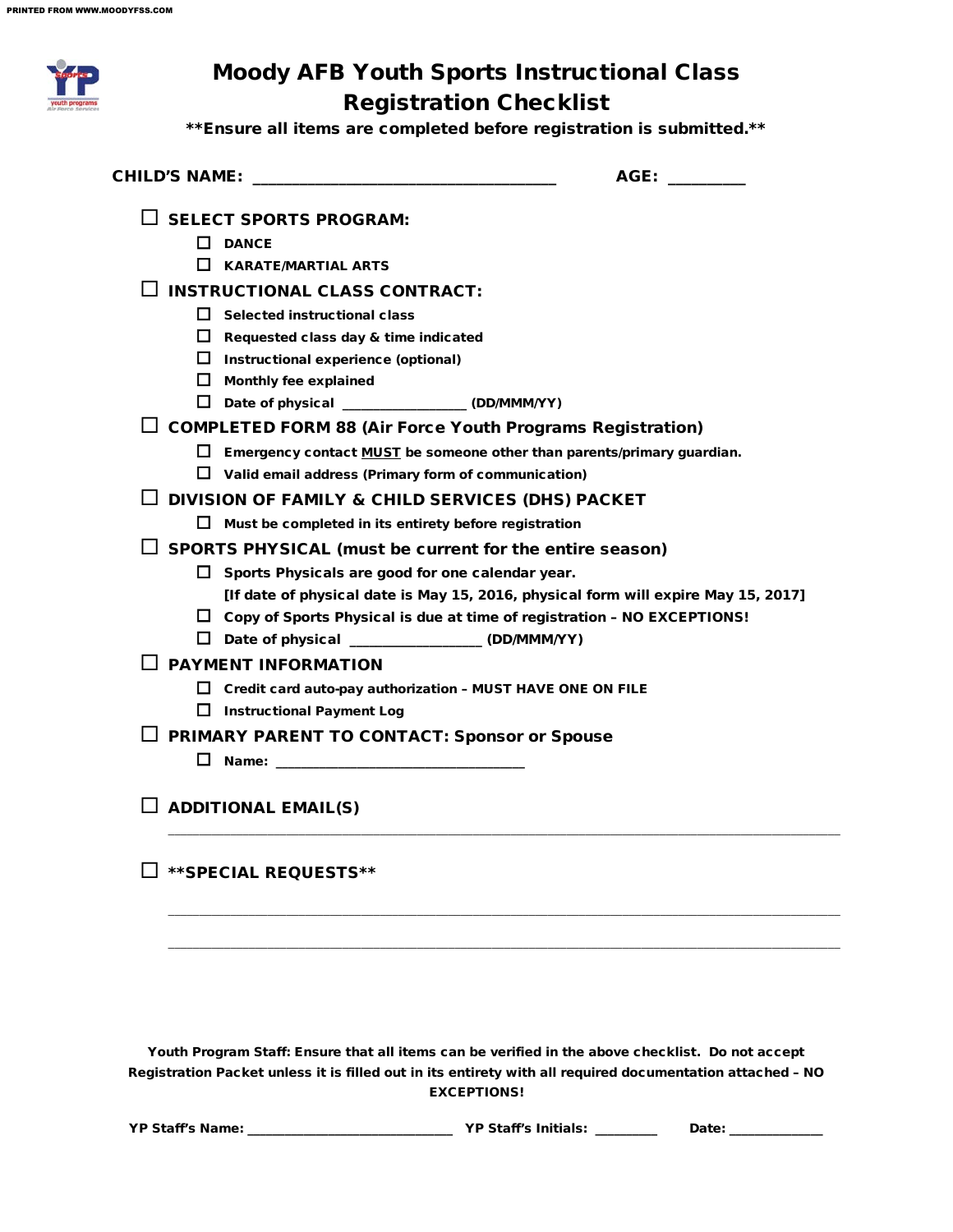# Moody AFB Youth Sports Instructional Class Registration Checklist

**\*\*Ensure all items are completed before registration is submitted.\*\***

**CHILD'S NAME:** ______________________________ **AGE:** ________

- ☐ **SELECT SPORTS PROGRAM:**
  - ☐ DANCE
  - ☐ KARATE/MARTIAL ARTS
- ☐ **INSTRUCTIONAL CLASS CONTRACT:**
  - ☐ Selected instructional class
  - ☐ Requested class day & time indicated
  - ☐ Instructional experience (optional)
  - ☐ Monthly fee explained
  - ☐ Date of physical ______________ (DD/MMM/YY)
- ☐ **COMPLETED FORM 88 (Air Force Youth Programs Registration)**
  - ☐ Emergency contact <u>MUST</u> be someone other than parents/primary guardian.
  - ☐ Valid email address (Primary form of communication)
- ☐ **DIVISION OF FAMILY & CHILD SERVICES (DHS) PACKET**
  - ☐ Must be completed in its entirety before registration
- ☐ **SPORTS PHYSICAL (must be current for the entire season)**
  - ☐ Sports Physicals are good for one calendar year.
    [If date of physical date is May 15, 2016, physical form will expire May 15, 2017]
  - ☐ Copy of Sports Physical is due at time of registration – NO EXCEPTIONS!
  - ☐ Date of physical ______________ (DD/MMM/YY)
- ☐ **PAYMENT INFORMATION**
  - ☐ Credit card auto-pay authorization – MUST HAVE ONE ON FILE
  - ☐ Instructional Payment Log
- ☐ **PRIMARY PARENT TO CONTACT: Sponsor or Spouse**
  - ☐ Name: ______________________________
- ☐ **ADDITIONAL EMAIL(S)**

  ____________________________________________________________________________

- ☐ **\*\*SPECIAL REQUESTS\*\***

  ____________________________________________________________________________

  ____________________________________________________________________________

**Youth Program Staff: Ensure that all items can be verified in the above checklist. Do not accept Registration Packet unless it is filled out in its entirety with all required documentation attached – NO EXCEPTIONS!**

**YP Staff's Name:** ________________________ **YP Staff's Initials:** ________ **Date:** ____________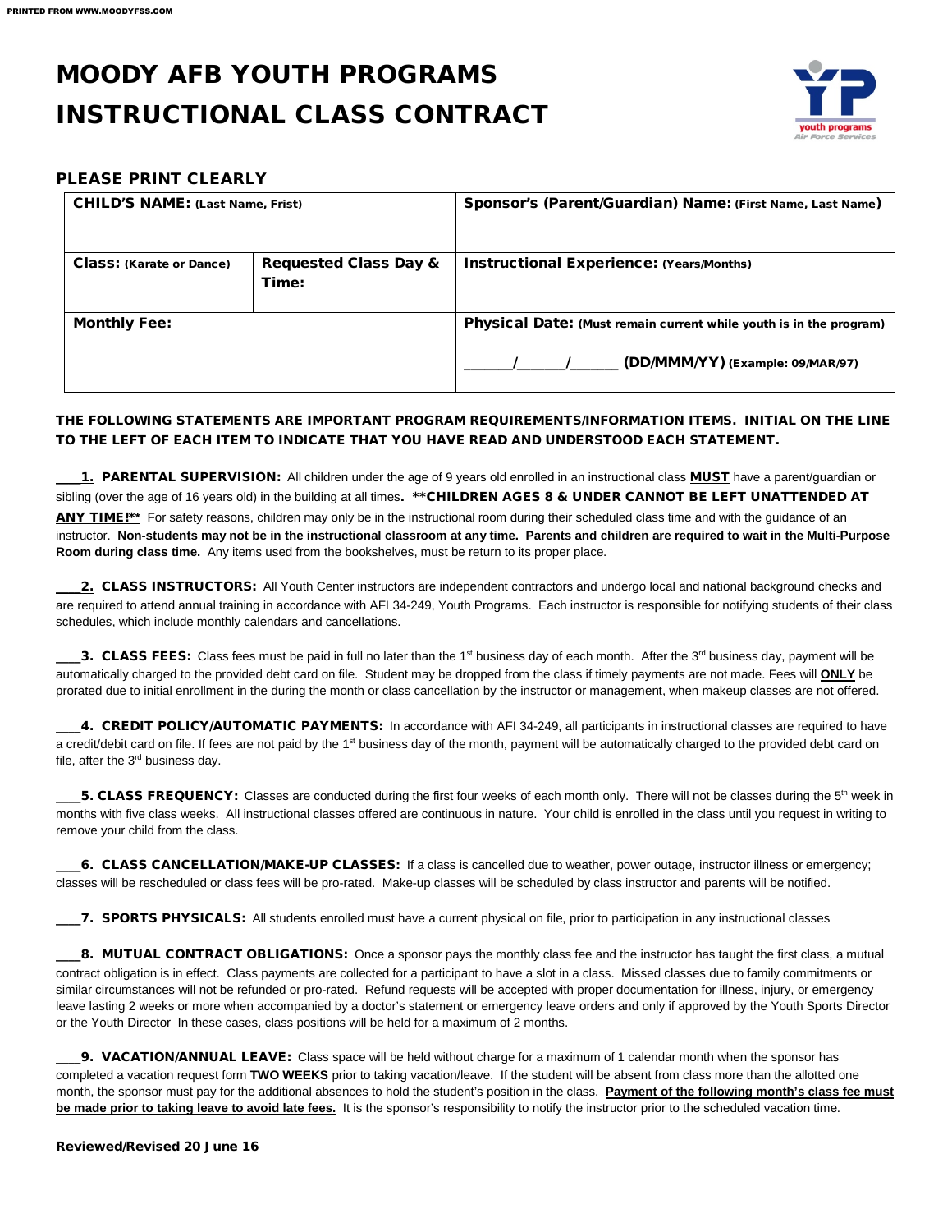# MOODY AFB YOUTH PROGRAMS INSTRUCTIONAL CLASS CONTRACT

## PLEASE PRINT CLEARLY

| CHILD'S NAME: (Last Name, Frist) | | Sponsor's (Parent/Guardian) Name: (First Name, Last Name) |
|---|---|---|
| Class: (Karate or Dance) | Requested Class Day & Time: | Instructional Experience: (Years/Months) |
| Monthly Fee: | | Physical Date: (Must remain current while youth is in the program) ______/______/______ (DD/MMM/YY) (Example: 09/MAR/97) |

**THE FOLLOWING STATEMENTS ARE IMPORTANT PROGRAM REQUIREMENTS/INFORMATION ITEMS. INITIAL ON THE LINE TO THE LEFT OF EACH ITEM TO INDICATE THAT YOU HAVE READ AND UNDERSTOOD EACH STATEMENT.**

___**1. PARENTAL SUPERVISION:** All children under the age of 9 years old enrolled in an instructional class **MUST** have a parent/guardian or sibling (over the age of 16 years old) in the building at all times**. **CHILDREN AGES 8 & UNDER CANNOT BE LEFT UNATTENDED AT ANY TIME!**** For safety reasons, children may only be in the instructional room during their scheduled class time and with the guidance of an instructor. **Non-students may not be in the instructional classroom at any time. Parents and children are required to wait in the Multi-Purpose Room during class time.** Any items used from the bookshelves, must be return to its proper place.

___**2. CLASS INSTRUCTORS:** All Youth Center instructors are independent contractors and undergo local and national background checks and are required to attend annual training in accordance with AFI 34-249, Youth Programs. Each instructor is responsible for notifying students of their class schedules, which include monthly calendars and cancellations.

___**3. CLASS FEES:** Class fees must be paid in full no later than the 1st business day of each month. After the 3rd business day, payment will be automatically charged to the provided debt card on file. Student may be dropped from the class if timely payments are not made. Fees will **ONLY** be prorated due to initial enrollment in the during the month or class cancellation by the instructor or management, when makeup classes are not offered.

___**4. CREDIT POLICY/AUTOMATIC PAYMENTS:** In accordance with AFI 34-249, all participants in instructional classes are required to have a credit/debit card on file. If fees are not paid by the 1st business day of the month, payment will be automatically charged to the provided debt card on file, after the 3rd business day.

___**5. CLASS FREQUENCY:** Classes are conducted during the first four weeks of each month only. There will not be classes during the 5th week in months with five class weeks. All instructional classes offered are continuous in nature. Your child is enrolled in the class until you request in writing to remove your child from the class.

___**6. CLASS CANCELLATION/MAKE-UP CLASSES:** If a class is cancelled due to weather, power outage, instructor illness or emergency; classes will be rescheduled or class fees will be pro-rated. Make-up classes will be scheduled by class instructor and parents will be notified.

___**7. SPORTS PHYSICALS:** All students enrolled must have a current physical on file, prior to participation in any instructional classes

___**8. MUTUAL CONTRACT OBLIGATIONS:** Once a sponsor pays the monthly class fee and the instructor has taught the first class, a mutual contract obligation is in effect. Class payments are collected for a participant to have a slot in a class. Missed classes due to family commitments or similar circumstances will not be refunded or pro-rated. Refund requests will be accepted with proper documentation for illness, injury, or emergency leave lasting 2 weeks or more when accompanied by a doctor's statement or emergency leave orders and only if approved by the Youth Sports Director or the Youth Director In these cases, class positions will be held for a maximum of 2 months.

___**9. VACATION/ANNUAL LEAVE:** Class space will be held without charge for a maximum of 1 calendar month when the sponsor has completed a vacation request form **TWO WEEKS** prior to taking vacation/leave. If the student will be absent from class more than the allotted one month, the sponsor must pay for the additional absences to hold the student's position in the class. **Payment of the following month's class fee must be made prior to taking leave to avoid late fees.** It is the sponsor's responsibility to notify the instructor prior to the scheduled vacation time.

**Reviewed/Revised 20 June 16**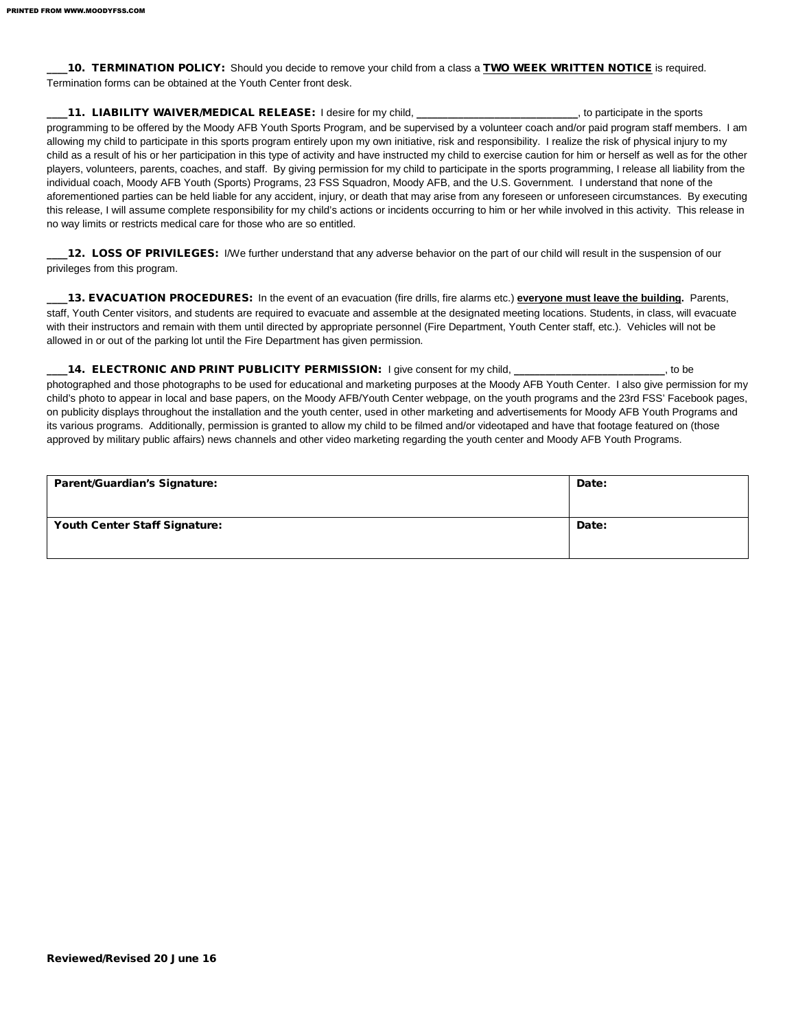___**10. TERMINATION POLICY:** Should you decide to remove your child from a class a **TWO WEEK WRITTEN NOTICE** is required. Termination forms can be obtained at the Youth Center front desk.

___**11. LIABILITY WAIVER/MEDICAL RELEASE:** I desire for my child, ___________________________, to participate in the sports programming to be offered by the Moody AFB Youth Sports Program, and be supervised by a volunteer coach and/or paid program staff members. I am allowing my child to participate in this sports program entirely upon my own initiative, risk and responsibility. I realize the risk of physical injury to my child as a result of his or her participation in this type of activity and have instructed my child to exercise caution for him or herself as well as for the other players, volunteers, parents, coaches, and staff. By giving permission for my child to participate in the sports programming, I release all liability from the individual coach, Moody AFB Youth (Sports) Programs, 23 FSS Squadron, Moody AFB, and the U.S. Government. I understand that none of the aforementioned parties can be held liable for any accident, injury, or death that may arise from any foreseen or unforeseen circumstances. By executing this release, I will assume complete responsibility for my child's actions or incidents occurring to him or her while involved in this activity. This release in no way limits or restricts medical care for those who are so entitled.

___**12. LOSS OF PRIVILEGES:** I/We further understand that any adverse behavior on the part of our child will result in the suspension of our privileges from this program.

___**13. EVACUATION PROCEDURES:** In the event of an evacuation (fire drills, fire alarms etc.) **everyone must leave the building.** Parents, staff, Youth Center visitors, and students are required to evacuate and assemble at the designated meeting locations. Students, in class, will evacuate with their instructors and remain with them until directed by appropriate personnel (Fire Department, Youth Center staff, etc.). Vehicles will not be allowed in or out of the parking lot until the Fire Department has given permission.

___**14. ELECTRONIC AND PRINT PUBLICITY PERMISSION:** I give consent for my child, _________________________, to be photographed and those photographs to be used for educational and marketing purposes at the Moody AFB Youth Center. I also give permission for my child's photo to appear in local and base papers, on the Moody AFB/Youth Center webpage, on the youth programs and the 23rd FSS' Facebook pages, on publicity displays throughout the installation and the youth center, used in other marketing and advertisements for Moody AFB Youth Programs and its various programs. Additionally, permission is granted to allow my child to be filmed and/or videotaped and have that footage featured on (those approved by military public affairs) news channels and other video marketing regarding the youth center and Moody AFB Youth Programs.

| **Parent/Guardian's Signature:** | **Date:** |
|---|---|
| **Youth Center Staff Signature:** | **Date:** |

**Reviewed/Revised 20 June 16**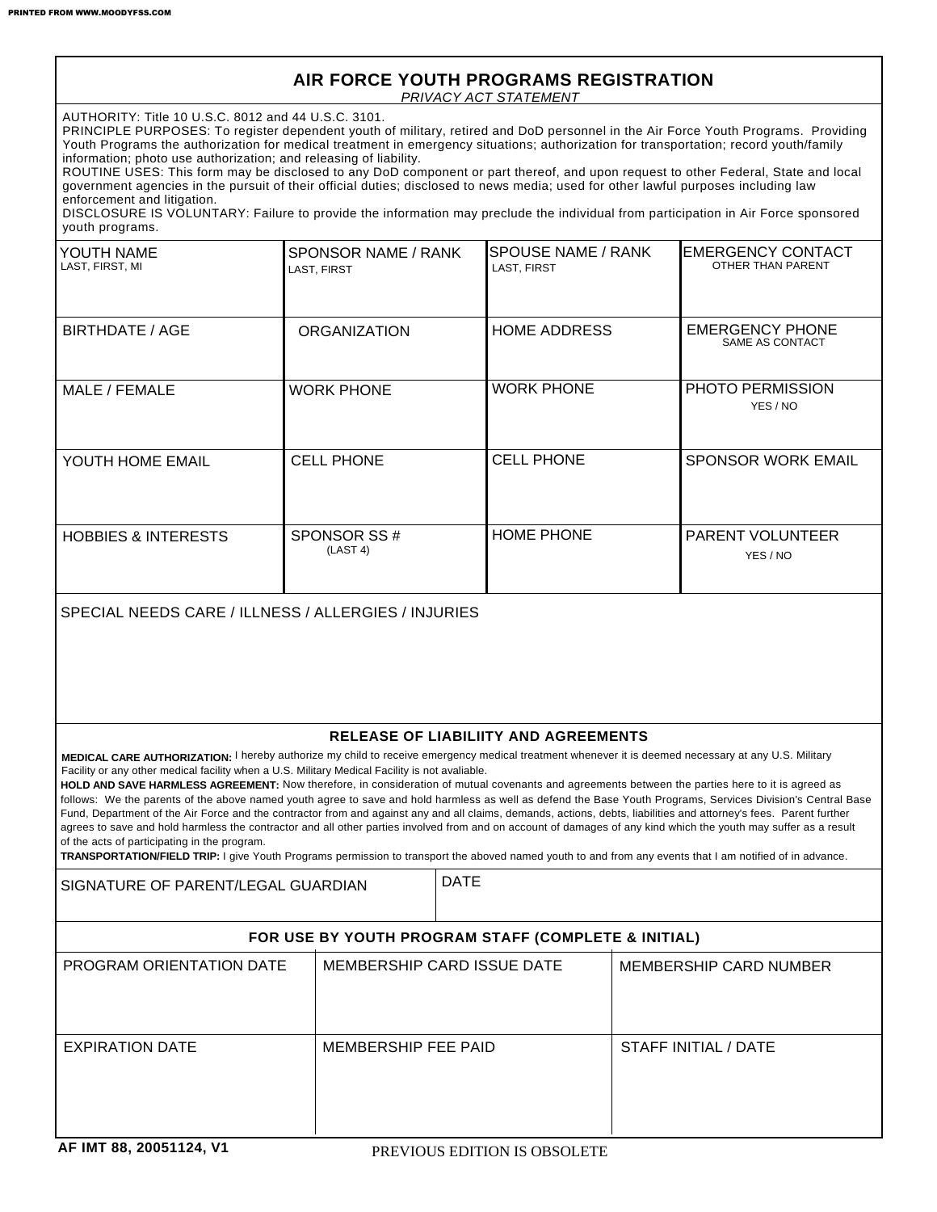PRINTED FROM WWW.MOODYFSS.COM

# AIR FORCE YOUTH PROGRAMS REGISTRATION

*PRIVACY ACT STATEMENT*

AUTHORITY: Title 10 U.S.C. 8012 and 44 U.S.C. 3101.
PRINCIPLE PURPOSES: To register dependent youth of military, retired and DoD personnel in the Air Force Youth Programs. Providing Youth Programs the authorization for medical treatment in emergency situations; authorization for transportation; record youth/family information; photo use authorization; and releasing of liability.
ROUTINE USES: This form may be disclosed to any DoD component or part thereof, and upon request to other Federal, State and local government agencies in the pursuit of their official duties; disclosed to news media; used for other lawful purposes including law enforcement and litigation.
DISCLOSURE IS VOLUNTARY: Failure to provide the information may preclude the individual from participation in Air Force sponsored youth programs.

| YOUTH NAME (LAST, FIRST, MI) | SPONSOR NAME / RANK (LAST, FIRST) | SPOUSE NAME / RANK (LAST, FIRST) | EMERGENCY CONTACT (OTHER THAN PARENT) |
|---|---|---|---|
| BIRTHDATE / AGE | ORGANIZATION | HOME ADDRESS | EMERGENCY PHONE (SAME AS CONTACT) |
| MALE / FEMALE | WORK PHONE | WORK PHONE | PHOTO PERMISSION (YES / NO) |
| YOUTH HOME EMAIL | CELL PHONE | CELL PHONE | SPONSOR WORK EMAIL |
| HOBBIES & INTERESTS | SPONSOR SS # (LAST 4) | HOME PHONE | PARENT VOLUNTEER (YES / NO) |

SPECIAL NEEDS CARE / ILLNESS / ALLERGIES / INJURIES

## RELEASE OF LIABILIITY AND AGREEMENTS

**MEDICAL CARE AUTHORIZATION:** I hereby authorize my child to receive emergency medical treatment whenever it is deemed necessary at any U.S. Military Facility or any other medical facility when a U.S. Military Medical Facility is not avaliable.

**HOLD AND SAVE HARMLESS AGREEMENT:** Now therefore, in consideration of mutual covenants and agreements between the parties here to it is agreed as follows: We the parents of the above named youth agree to save and hold harmless as well as defend the Base Youth Programs, Services Division's Central Base Fund, Department of the Air Force and the contractor from and against any and all claims, demands, actions, debts, liabilities and attorney's fees. Parent further agrees to save and hold harmless the contractor and all other parties involved from and on account of damages of any kind which the youth may suffer as a result of the acts of participating in the program.

**TRANSPORTATION/FIELD TRIP:** I give Youth Programs permission to transport the aboved named youth to and from any events that I am notified of in advance.

| SIGNATURE OF PARENT/LEGAL GUARDIAN | DATE |
|---|---|

## FOR USE BY YOUTH PROGRAM STAFF (COMPLETE & INITIAL)

| PROGRAM ORIENTATION DATE | MEMBERSHIP CARD ISSUE DATE | MEMBERSHIP CARD NUMBER |
|---|---|---|
| EXPIRATION DATE | MEMBERSHIP FEE PAID | STAFF INITIAL / DATE |

AF IMT 88, 20051124, V1 PREVIOUS EDITION IS OBSOLETE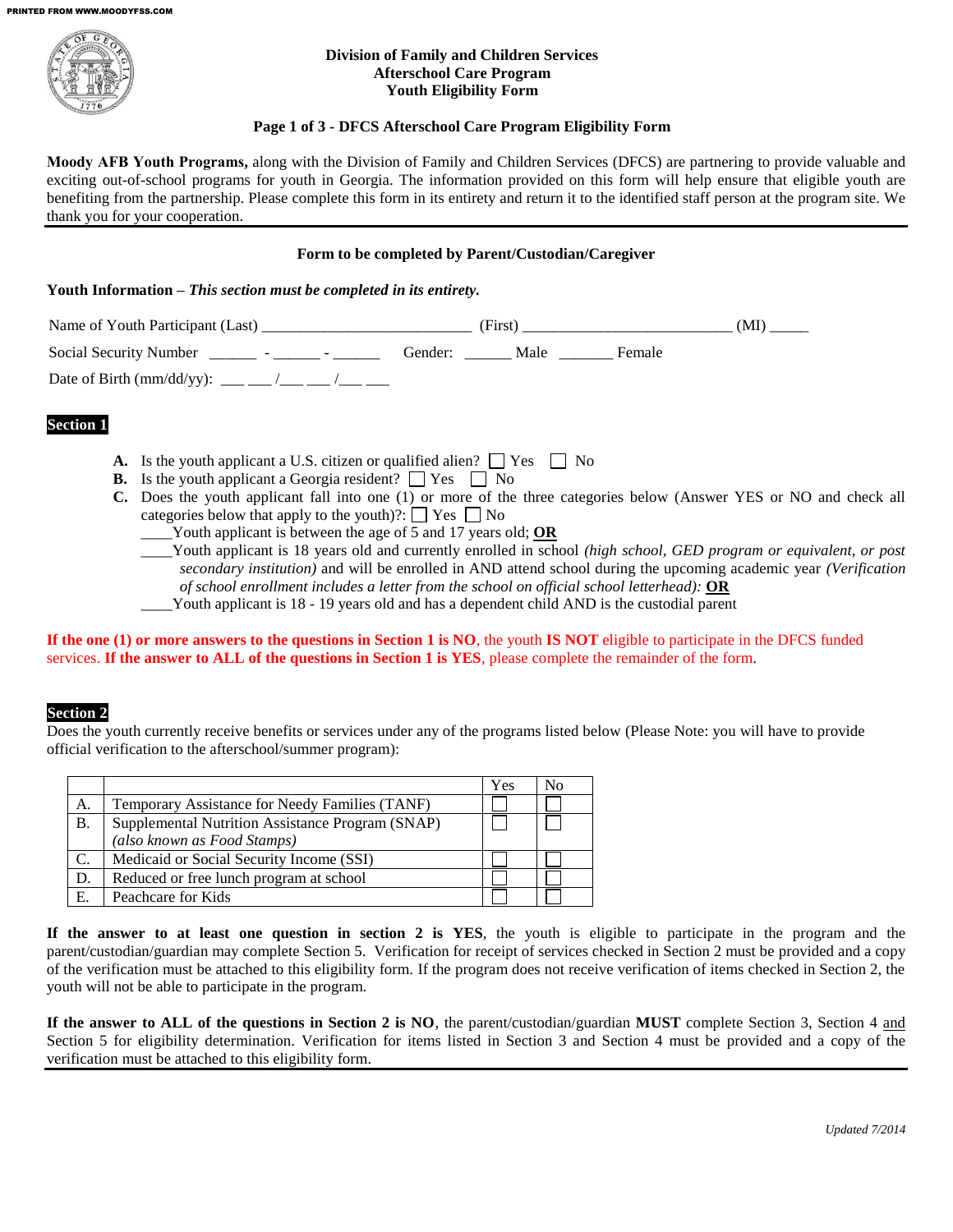**Division of Family and Children Services**
**Afterschool Care Program**
**Youth Eligibility Form**

**Page 1 of 3 - DFCS Afterschool Care Program Eligibility Form**

**Moody AFB Youth Programs,** along with the Division of Family and Children Services (DFCS) are partnering to provide valuable and exciting out-of-school programs for youth in Georgia. The information provided on this form will help ensure that eligible youth are benefiting from the partnership. Please complete this form in its entirety and return it to the identified staff person at the program site. We thank you for your cooperation.

**Form to be completed by Parent/Custodian/Caregiver**

**Youth Information –** ***This section must be completed in its entirety.***

Name of Youth Participant (Last) ___________________________ (First) ___________________________ (MI) _____

Social Security Number ______ - ______ - ______ Gender: ______ Male _______ Female

Date of Birth (mm/dd/yy): ___ ___ /___ ___ /___ ___

**Section 1**

**A.** Is the youth applicant a U.S. citizen or qualified alien? ☐ Yes ☐ No

**B.** Is the youth applicant a Georgia resident? ☐ Yes ☐ No

**C.** Does the youth applicant fall into one (1) or more of the three categories below (Answer YES or NO and check all categories below that apply to the youth)?: ☐ Yes ☐ No

____Youth applicant is between the age of 5 and 17 years old; **OR**

____Youth applicant is 18 years old and currently enrolled in school *(high school, GED program or equivalent, or post secondary institution)* and will be enrolled in AND attend school during the upcoming academic year *(Verification of school enrollment includes a letter from the school on official school letterhead):* **OR**

____Youth applicant is 18 - 19 years old and has a dependent child AND is the custodial parent

**If the one (1) or more answers to the questions in Section 1 is NO**, the youth **IS NOT** eligible to participate in the DFCS funded services. **If the answer to ALL of the questions in Section 1 is YES**, please complete the remainder of the form.

**Section 2**

Does the youth currently receive benefits or services under any of the programs listed below (Please Note: you will have to provide official verification to the afterschool/summer program):

| | | Yes | No |
|---|---|---|---|
| A. | Temporary Assistance for Needy Families (TANF) | ☐ | ☐ |
| B. | Supplemental Nutrition Assistance Program (SNAP) *(also known as Food Stamps)* | ☐ | ☐ |
| C. | Medicaid or Social Security Income (SSI) | ☐ | ☐ |
| D. | Reduced or free lunch program at school | ☐ | ☐ |
| E. | Peachcare for Kids | ☐ | ☐ |

**If the answer to at least one question in section 2 is YES**, the youth is eligible to participate in the program and the parent/custodian/guardian may complete Section 5. Verification for receipt of services checked in Section 2 must be provided and a copy of the verification must be attached to this eligibility form. If the program does not receive verification of items checked in Section 2, the youth will not be able to participate in the program.

**If the answer to ALL of the questions in Section 2 is NO**, the parent/custodian/guardian **MUST** complete Section 3, Section 4 and Section 5 for eligibility determination. Verification for items listed in Section 3 and Section 4 must be provided and a copy of the verification must be attached to this eligibility form.

*Updated 7/2014*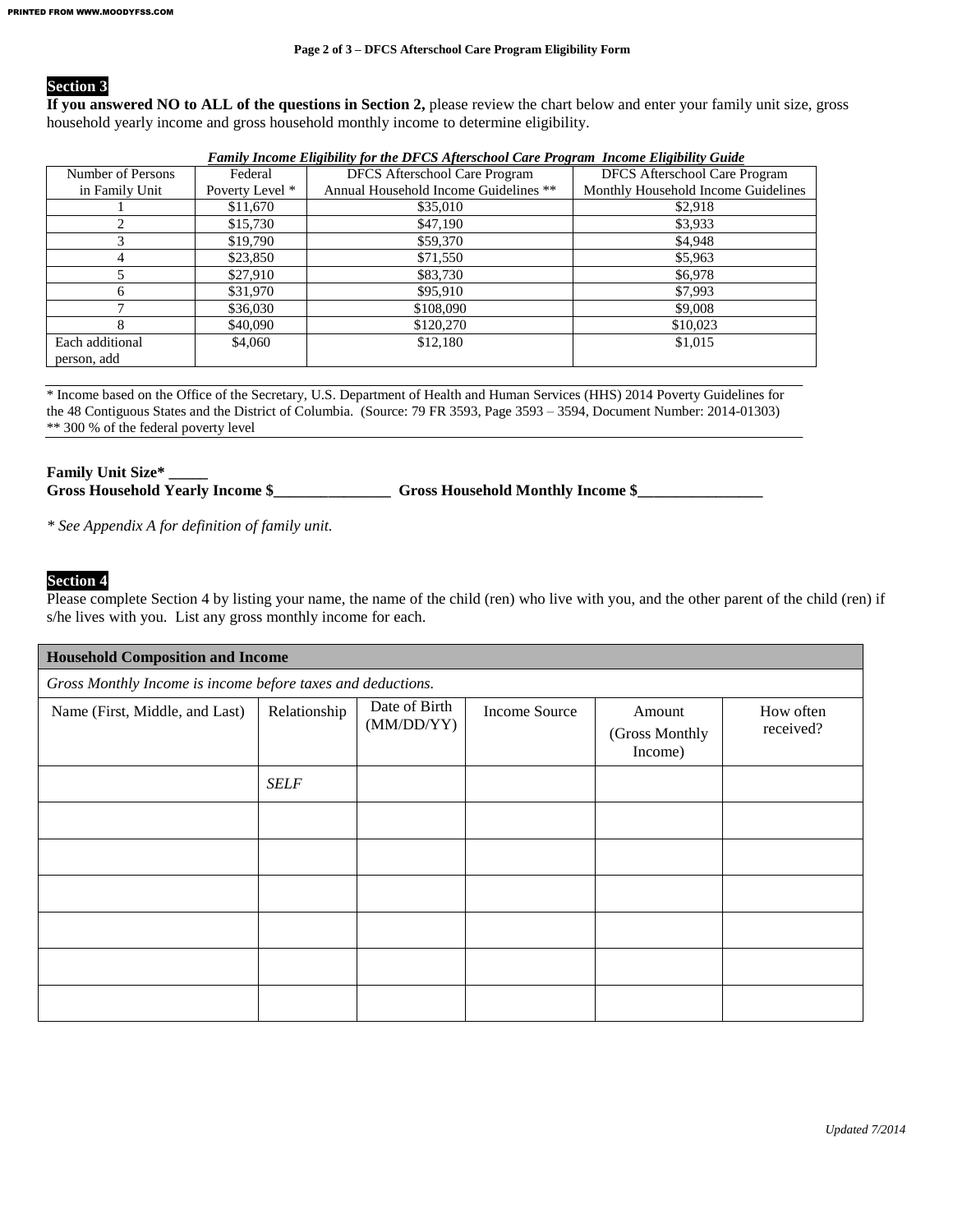### Section 3

**If you answered NO to ALL of the questions in Section 2,** please review the chart below and enter your family unit size, gross household yearly income and gross household monthly income to determine eligibility.

***Family Income Eligibility for the DFCS Afterschool Care Program Income Eligibility Guide***

| Number of Persons in Family Unit | Federal Poverty Level * | DFCS Afterschool Care Program Annual Household Income Guidelines ** | DFCS Afterschool Care Program Monthly Household Income Guidelines |
|---|---|---|---|
| 1 | $11,670 | $35,010 | $2,918 |
| 2 | $15,730 | $47,190 | $3,933 |
| 3 | $19,790 | $59,370 | $4,948 |
| 4 | $23,850 | $71,550 | $5,963 |
| 5 | $27,910 | $83,730 | $6,978 |
| 6 | $31,970 | $95,910 | $7,993 |
| 7 | $36,030 | $108,090 | $9,008 |
| 8 | $40,090 | $120,270 | $10,023 |
| Each additional person, add | $4,060 | $12,180 | $1,015 |

\* Income based on the Office of the Secretary, U.S. Department of Health and Human Services (HHS) 2014 Poverty Guidelines for the 48 Contiguous States and the District of Columbia. (Source: 79 FR 3593, Page 3593 – 3594, Document Number: 2014-01303)
\*\* 300 % of the federal poverty level

**Family Unit Size\* _____**
**Gross Household Yearly Income $_______________ Gross Household Monthly Income $________________**

*\* See Appendix A for definition of family unit.*

### Section 4

Please complete Section 4 by listing your name, the name of the child (ren) who live with you, and the other parent of the child (ren) if s/he lives with you. List any gross monthly income for each.

| **Household Composition and Income** | | | | | |
|---|---|---|---|---|---|
| *Gross Monthly Income is income before taxes and deductions.* | | | | | |
| Name (First, Middle, and Last) | Relationship | Date of Birth (MM/DD/YY) | Income Source | Amount (Gross Monthly Income) | How often received? |
| | *SELF* | | | | |
| | | | | | |
| | | | | | |
| | | | | | |
| | | | | | |
| | | | | | |
| | | | | | |

*Updated 7/2014*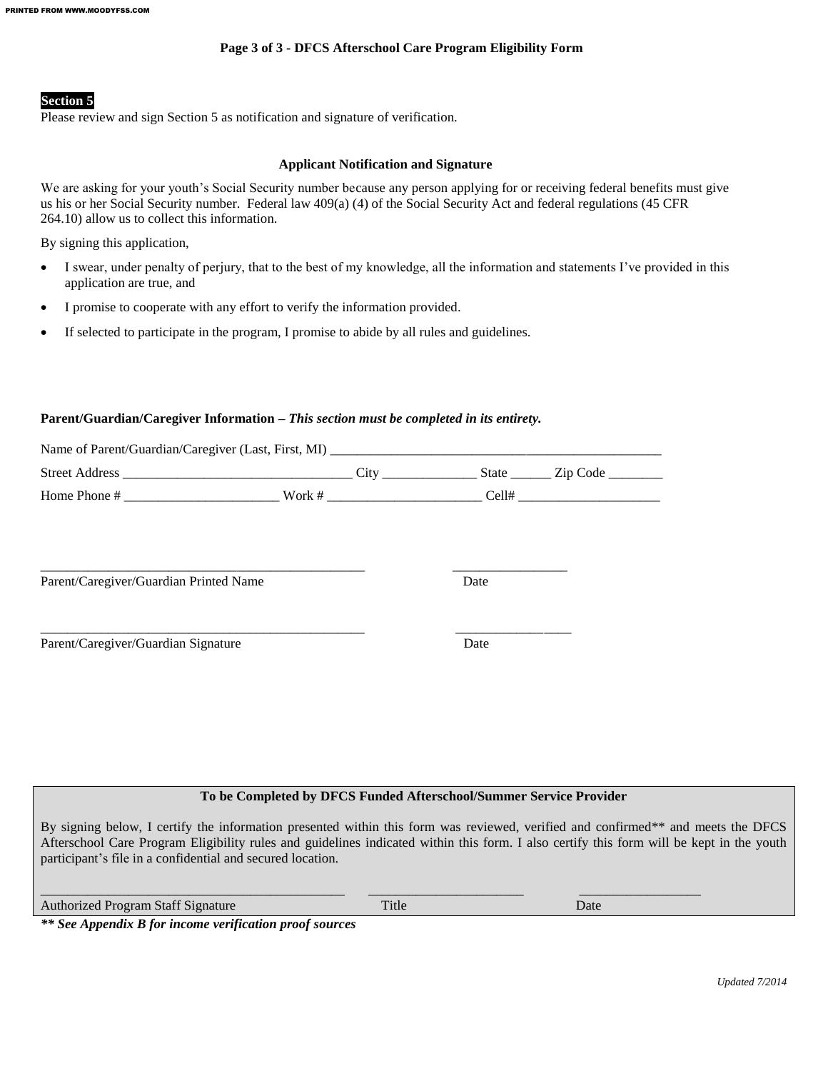## Page 3 of 3 - DFCS Afterschool Care Program Eligibility Form

**Section 5**

Please review and sign Section 5 as notification and signature of verification.

### Applicant Notification and Signature

We are asking for your youth's Social Security number because any person applying for or receiving federal benefits must give us his or her Social Security number. Federal law 409(a) (4) of the Social Security Act and federal regulations (45 CFR 264.10) allow us to collect this information.

By signing this application,

- I swear, under penalty of perjury, that to the best of my knowledge, all the information and statements I've provided in this application are true, and
- I promise to cooperate with any effort to verify the information provided.
- If selected to participate in the program, I promise to abide by all rules and guidelines.

**Parent/Guardian/Caregiver Information –** ***This section must be completed in its entirety.***

Name of Parent/Guardian/Caregiver (Last, First, MI) ___________________________________________________

Street Address __________________________________ City ______________ State ______ Zip Code ________

Home Phone # _______________________ Work # _______________________ Cell# _____________________

__________________________________________________ _________________

Parent/Caregiver/Guardian Printed Name Date

__________________________________________________ _________________

Parent/Caregiver/Guardian Signature Date

**To be Completed by DFCS Funded Afterschool/Summer Service Provider**

By signing below, I certify the information presented within this form was reviewed, verified and confirmed** and meets the DFCS Afterschool Care Program Eligibility rules and guidelines indicated within this form. I also certify this form will be kept in the youth participant's file in a confidential and secured location.

______________________________________________ _______________________ __________________

Authorized Program Staff Signature Title Date

***** See Appendix B for income verification proof sources***

*Updated 7/2014*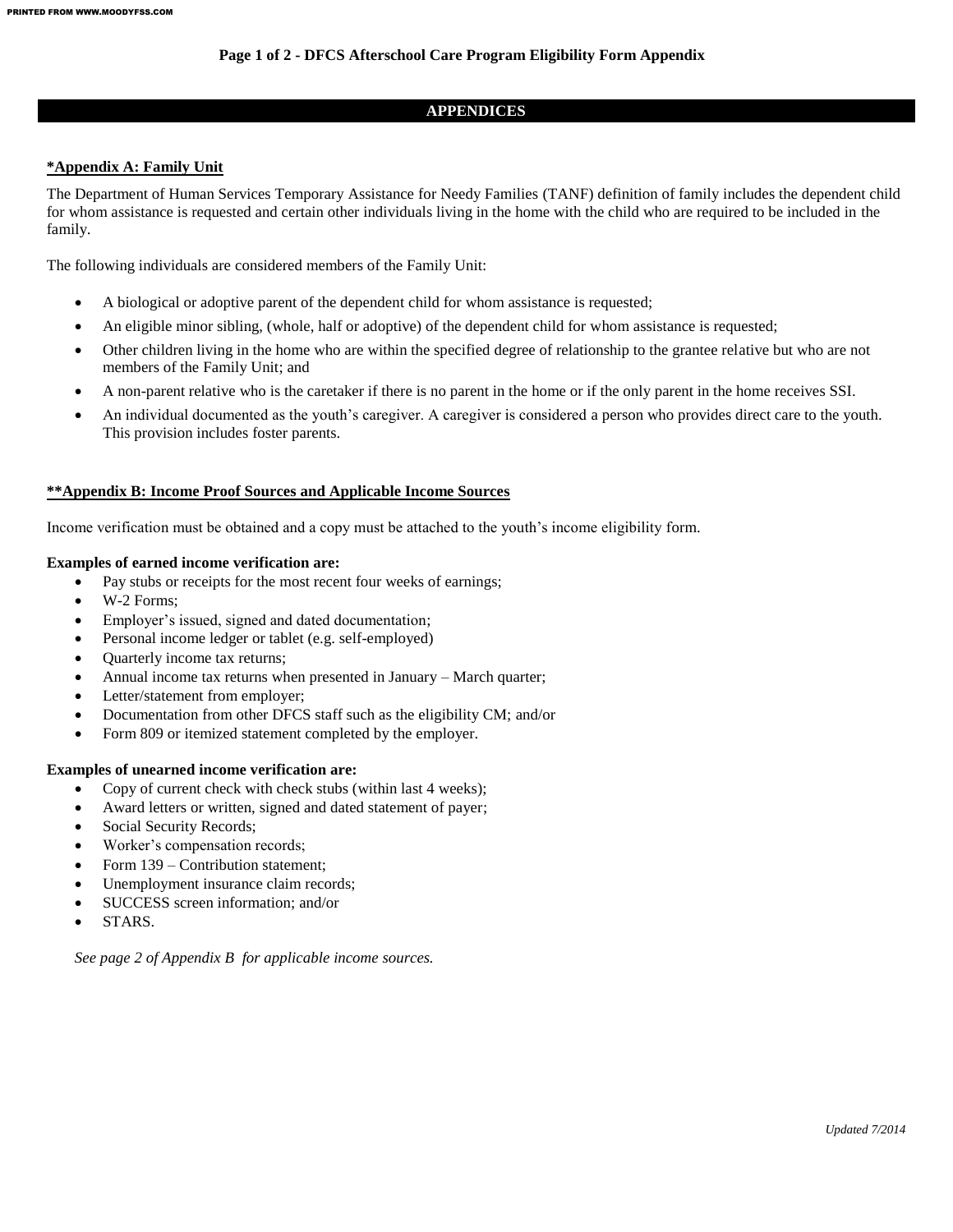**Page 1 of 2 - DFCS Afterschool Care Program Eligibility Form Appendix**

## APPENDICES

### *Appendix A: Family Unit

The Department of Human Services Temporary Assistance for Needy Families (TANF) definition of family includes the dependent child for whom assistance is requested and certain other individuals living in the home with the child who are required to be included in the family.

The following individuals are considered members of the Family Unit:

- A biological or adoptive parent of the dependent child for whom assistance is requested;
- An eligible minor sibling, (whole, half or adoptive) of the dependent child for whom assistance is requested;
- Other children living in the home who are within the specified degree of relationship to the grantee relative but who are not members of the Family Unit; and
- A non-parent relative who is the caretaker if there is no parent in the home or if the only parent in the home receives SSI.
- An individual documented as the youth's caregiver. A caregiver is considered a person who provides direct care to the youth. This provision includes foster parents.

### **Appendix B: Income Proof Sources and Applicable Income Sources

Income verification must be obtained and a copy must be attached to the youth's income eligibility form.

**Examples of earned income verification are:**

- Pay stubs or receipts for the most recent four weeks of earnings;
- W-2 Forms;
- Employer's issued, signed and dated documentation;
- Personal income ledger or tablet (e.g. self-employed)
- Quarterly income tax returns;
- Annual income tax returns when presented in January – March quarter;
- Letter/statement from employer;
- Documentation from other DFCS staff such as the eligibility CM; and/or
- Form 809 or itemized statement completed by the employer.

**Examples of unearned income verification are:**

- Copy of current check with check stubs (within last 4 weeks);
- Award letters or written, signed and dated statement of payer;
- Social Security Records;
- Worker's compensation records;
- Form 139 – Contribution statement;
- Unemployment insurance claim records;
- SUCCESS screen information; and/or
- STARS.

*See page 2 of Appendix B for applicable income sources.*

*Updated 7/2014*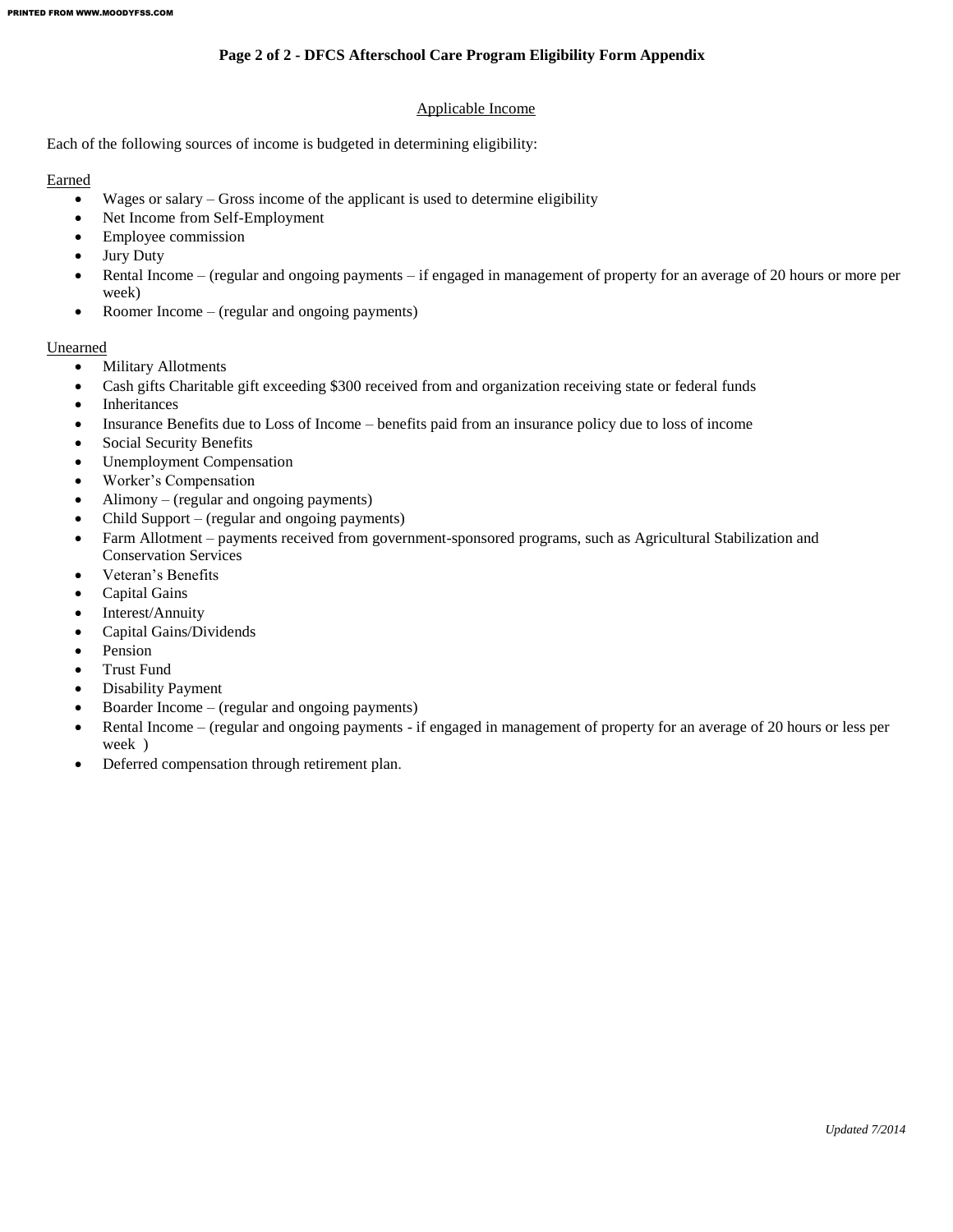## Page 2 of 2 - DFCS Afterschool Care Program Eligibility Form Appendix

### Applicable Income

Each of the following sources of income is budgeted in determining eligibility:

Earned

- Wages or salary – Gross income of the applicant is used to determine eligibility
- Net Income from Self-Employment
- Employee commission
- Jury Duty
- Rental Income – (regular and ongoing payments – if engaged in management of property for an average of 20 hours or more per week)
- Roomer Income – (regular and ongoing payments)

Unearned

- Military Allotments
- Cash gifts Charitable gift exceeding $300 received from and organization receiving state or federal funds
- Inheritances
- Insurance Benefits due to Loss of Income – benefits paid from an insurance policy due to loss of income
- Social Security Benefits
- Unemployment Compensation
- Worker's Compensation
- Alimony – (regular and ongoing payments)
- Child Support – (regular and ongoing payments)
- Farm Allotment – payments received from government-sponsored programs, such as Agricultural Stabilization and Conservation Services
- Veteran's Benefits
- Capital Gains
- Interest/Annuity
- Capital Gains/Dividends
- Pension
- Trust Fund
- Disability Payment
- Boarder Income – (regular and ongoing payments)
- Rental Income – (regular and ongoing payments - if engaged in management of property for an average of 20 hours or less per week )
- Deferred compensation through retirement plan.

*Updated 7/2014*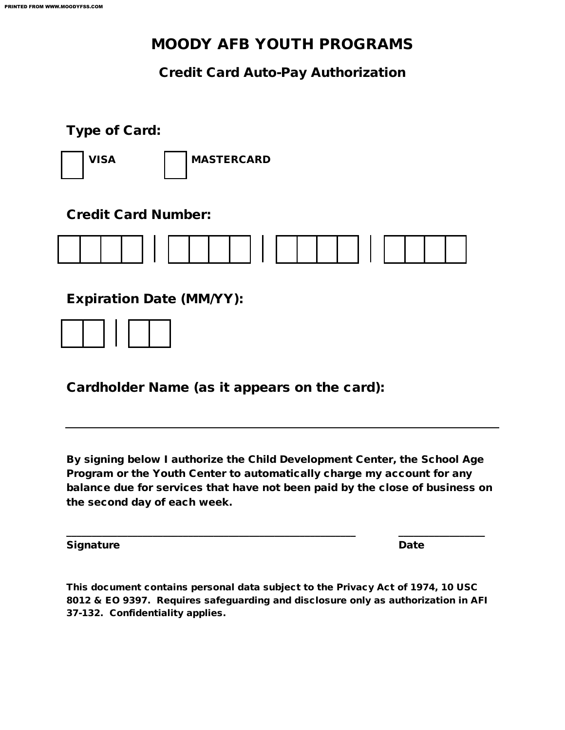# MOODY AFB YOUTH PROGRAMS

## Credit Card Auto-Pay Authorization

**Type of Card:**

☐ **VISA** ☐ **MASTERCARD**

**Credit Card Number:**

| | | | | | | | | | | | | | | | | | | |
|---|---|---|---|---|---|---|---|---|---|---|---|---|---|---|---|---|---|---|
| | | | | \| | | | | | \| | | | | | \| | | | |

**Expiration Date (MM/YY):**

| | | | | |
|---|---|---|---|---|
| | | \| | | |

**Cardholder Name (as it appears on the card):**

______________________________________________________________________

**By signing below I authorize the Child Development Center, the School Age Program or the Youth Center to automatically charge my account for any balance due for services that have not been paid by the close of business on the second day of each week.**

_______________________________________________ _______________
**Signature** **Date**

**This document contains personal data subject to the Privacy Act of 1974, 10 USC 8012 & EO 9397. Requires safeguarding and disclosure only as authorization in AFI 37-132. Confidentiality applies.**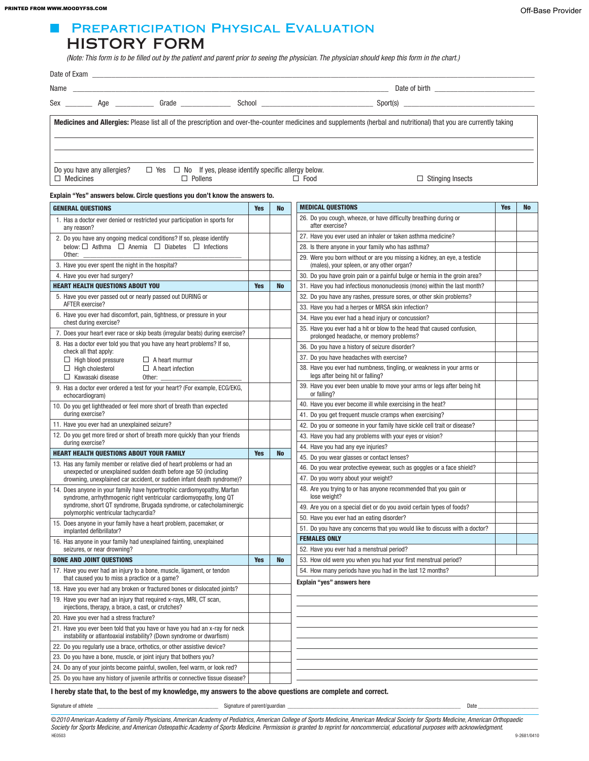# Preparticipation Physical Evaluation
## HISTORY FORM

*(Note: This form is to be filled out by the patient and parent prior to seeing the physician. The physician should keep this form in the chart.)*

Date of Exam ____________________

Name ____________________ Date of birth ____________________

Sex _______ Age _______ Grade _______ School ____________________ Sport(s) ____________________

**Medicines and Allergies:** Please list all of the prescription and over-the-counter medicines and supplements (herbal and nutritional) that you are currently taking

______________________________________________

______________________________________________

______________________________________________

Do you have any allergies? ☐ Yes ☐ No If yes, please identify specific allergy below.

☐ Medicines ☐ Pollens ☐ Food ☐ Stinging Insects

**Explain "Yes" answers below. Circle questions you don't know the answers to.**

| GENERAL QUESTIONS | Yes | No |
|---|---|---|
| 1. Has a doctor ever denied or restricted your participation in sports for any reason? | | |
| 2. Do you have any ongoing medical conditions? If so, please identify below: ☐ Asthma ☐ Anemia ☐ Diabetes ☐ Infections Other: ____________ | | |
| 3. Have you ever spent the night in the hospital? | | |
| 4. Have you ever had surgery? | | |
| **HEART HEALTH QUESTIONS ABOUT YOU** | **Yes** | **No** |
| 5. Have you ever passed out or nearly passed out DURING or AFTER exercise? | | |
| 6. Have you ever had discomfort, pain, tightness, or pressure in your chest during exercise? | | |
| 7. Does your heart ever race or skip beats (irregular beats) during exercise? | | |
| 8. Has a doctor ever told you that you have any heart problems? If so, check all that apply: ☐ High blood pressure ☐ A heart murmur ☐ High cholesterol ☐ A heart infection ☐ Kawasaki disease Other: ____________ | | |
| 9. Has a doctor ever ordered a test for your heart? (For example, ECG/EKG, echocardiogram) | | |
| 10. Do you get lightheaded or feel more short of breath than expected during exercise? | | |
| 11. Have you ever had an unexplained seizure? | | |
| 12. Do you get more tired or short of breath more quickly than your friends during exercise? | | |
| **HEART HEALTH QUESTIONS ABOUT YOUR FAMILY** | **Yes** | **No** |
| 13. Has any family member or relative died of heart problems or had an unexpected or unexplained sudden death before age 50 (including drowning, unexplained car accident, or sudden infant death syndrome)? | | |
| 14. Does anyone in your family have hypertrophic cardiomyopathy, Marfan syndrome, arrhythmogenic right ventricular cardiomyopathy, long QT syndrome, short QT syndrome, Brugada syndrome, or catecholaminergic polymorphic ventricular tachycardia? | | |
| 15. Does anyone in your family have a heart problem, pacemaker, or implanted defibrillator? | | |
| 16. Has anyone in your family had unexplained fainting, unexplained seizures, or near drowning? | | |
| **BONE AND JOINT QUESTIONS** | **Yes** | **No** |
| 17. Have you ever had an injury to a bone, muscle, ligament, or tendon that caused you to miss a practice or a game? | | |
| 18. Have you ever had any broken or fractured bones or dislocated joints? | | |
| 19. Have you ever had an injury that required x-rays, MRI, CT scan, injections, therapy, a brace, a cast, or crutches? | | |
| 20. Have you ever had a stress fracture? | | |
| 21. Have you ever been told that you have or have you had an x-ray for neck instability or atlantoaxial instability? (Down syndrome or dwarfism) | | |
| 22. Do you regularly use a brace, orthotics, or other assistive device? | | |
| 23. Do you have a bone, muscle, or joint injury that bothers you? | | |
| 24. Do any of your joints become painful, swollen, feel warm, or look red? | | |
| 25. Do you have any history of juvenile arthritis or connective tissue disease? | | |

| MEDICAL QUESTIONS | Yes | No |
|---|---|---|
| 26. Do you cough, wheeze, or have difficulty breathing during or after exercise? | | |
| 27. Have you ever used an inhaler or taken asthma medicine? | | |
| 28. Is there anyone in your family who has asthma? | | |
| 29. Were you born without or are you missing a kidney, an eye, a testicle (males), your spleen, or any other organ? | | |
| 30. Do you have groin pain or a painful bulge or hernia in the groin area? | | |
| 31. Have you had infectious mononucleosis (mono) within the last month? | | |
| 32. Do you have any rashes, pressure sores, or other skin problems? | | |
| 33. Have you had a herpes or MRSA skin infection? | | |
| 34. Have you ever had a head injury or concussion? | | |
| 35. Have you ever had a hit or blow to the head that caused confusion, prolonged headache, or memory problems? | | |
| 36. Do you have a history of seizure disorder? | | |
| 37. Do you have headaches with exercise? | | |
| 38. Have you ever had numbness, tingling, or weakness in your arms or legs after being hit or falling? | | |
| 39. Have you ever been unable to move your arms or legs after being hit or falling? | | |
| 40. Have you ever become ill while exercising in the heat? | | |
| 41. Do you get frequent muscle cramps when exercising? | | |
| 42. Do you or someone in your family have sickle cell trait or disease? | | |
| 43. Have you had any problems with your eyes or vision? | | |
| 44. Have you had any eye injuries? | | |
| 45. Do you wear glasses or contact lenses? | | |
| 46. Do you wear protective eyewear, such as goggles or a face shield? | | |
| 47. Do you worry about your weight? | | |
| 48. Are you trying to or has anyone recommended that you gain or lose weight? | | |
| 49. Are you on a special diet or do you avoid certain types of foods? | | |
| 50. Have you ever had an eating disorder? | | |
| 51. Do you have any concerns that you would like to discuss with a doctor? | | |
| **FEMALES ONLY** | | |
| 52. Have you ever had a menstrual period? | | |
| 53. How old were you when you had your first menstrual period? | | |
| 54. How many periods have you had in the last 12 months? | | |

**Explain "yes" answers here**

______________________________________________

______________________________________________

______________________________________________

______________________________________________

______________________________________________

______________________________________________

______________________________________________

______________________________________________

**I hereby state that, to the best of my knowledge, my answers to the above questions are complete and correct.**

Signature of athlete ____________________ Signature of parent/guardian ____________________ Date ____________

*©2010 American Academy of Family Physicians, American Academy of Pediatrics, American College of Sports Medicine, American Medical Society for Sports Medicine, American Orthopaedic Society for Sports Medicine, and American Osteopathic Academy of Sports Medicine. Permission is granted to reprint for noncommercial, educational purposes with acknowledgment.*

HE0503 9-2681/0410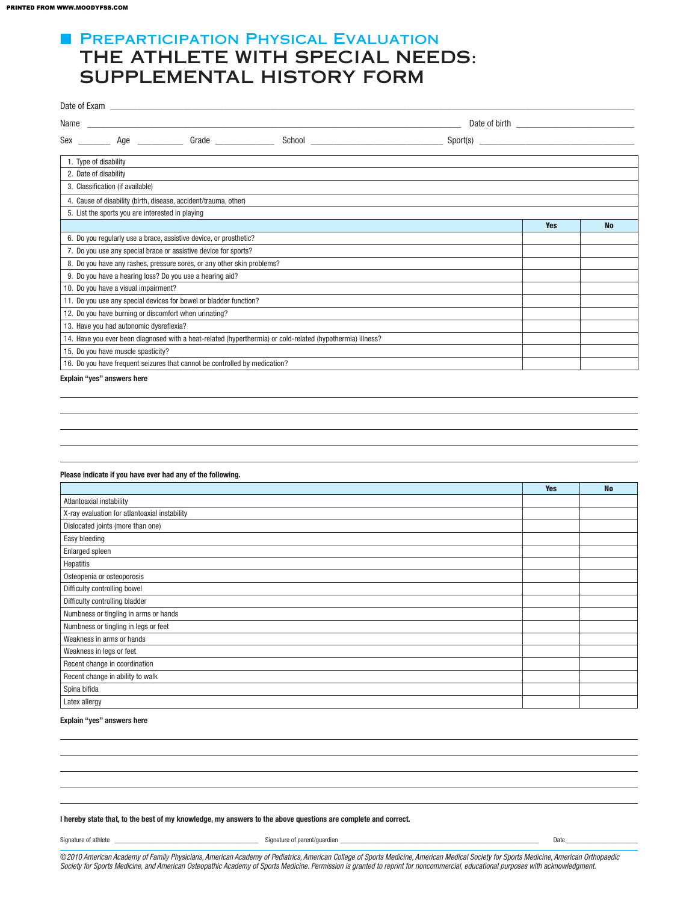# Preparticipation Physical Evaluation

# THE ATHLETE WITH SPECIAL NEEDS: SUPPLEMENTAL HISTORY FORM

Date of Exam ____________________

Name ____________________ Date of birth ____________________

Sex _______ Age _________ Grade ____________ School ____________________ Sport(s) ____________________

| |
|---|
| 1. Type of disability |
| 2. Date of disability |
| 3. Classification (if available) |
| 4. Cause of disability (birth, disease, accident/trauma, other) |
| 5. List the sports you are interested in playing |

| | Yes | No |
|---|---|---|
| 6. Do you regularly use a brace, assistive device, or prosthetic? | | |
| 7. Do you use any special brace or assistive device for sports? | | |
| 8. Do you have any rashes, pressure sores, or any other skin problems? | | |
| 9. Do you have a hearing loss? Do you use a hearing aid? | | |
| 10. Do you have a visual impairment? | | |
| 11. Do you use any special devices for bowel or bladder function? | | |
| 12. Do you have burning or discomfort when urinating? | | |
| 13. Have you had autonomic dysreflexia? | | |
| 14. Have you ever been diagnosed with a heat-related (hyperthermia) or cold-related (hypothermia) illness? | | |
| 15. Do you have muscle spasticity? | | |
| 16. Do you have frequent seizures that cannot be controlled by medication? | | |

**Explain "yes" answers here**

____________________

____________________

____________________

____________________

____________________

**Please indicate if you have ever had any of the following.**

| | Yes | No |
|---|---|---|
| Atlantoaxial instability | | |
| X-ray evaluation for atlantoaxial instability | | |
| Dislocated joints (more than one) | | |
| Easy bleeding | | |
| Enlarged spleen | | |
| Hepatitis | | |
| Osteopenia or osteoporosis | | |
| Difficulty controlling bowel | | |
| Difficulty controlling bladder | | |
| Numbness or tingling in arms or hands | | |
| Numbness or tingling in legs or feet | | |
| Weakness in arms or hands | | |
| Weakness in legs or feet | | |
| Recent change in coordination | | |
| Recent change in ability to walk | | |
| Spina bifida | | |
| Latex allergy | | |

**Explain "yes" answers here**

____________________

____________________

____________________

____________________

____________________

**I hereby state that, to the best of my knowledge, my answers to the above questions are complete and correct.**

Signature of athlete ____________________ Signature of parent/guardian ____________________ Date ____________

*©2010 American Academy of Family Physicians, American Academy of Pediatrics, American College of Sports Medicine, American Medical Society for Sports Medicine, American Orthopaedic Society for Sports Medicine, and American Osteopathic Academy of Sports Medicine. Permission is granted to reprint for noncommercial, educational purposes with acknowledgment.*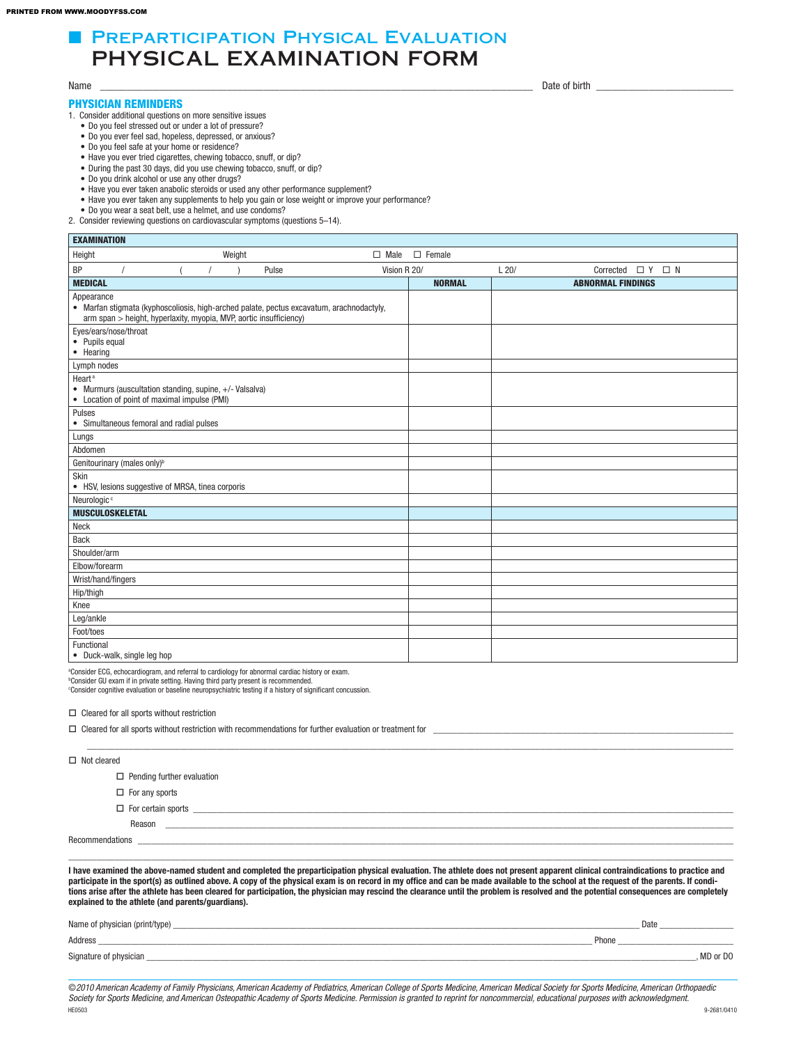# Preparticipation Physical Evaluation
# PHYSICAL EXAMINATION FORM

Name ______________________________________________ Date of birth ____________________

## PHYSICIAN REMINDERS

1. Consider additional questions on more sensitive issues
   - Do you feel stressed out or under a lot of pressure?
   - Do you ever feel sad, hopeless, depressed, or anxious?
   - Do you feel safe at your home or residence?
   - Have you ever tried cigarettes, chewing tobacco, snuff, or dip?
   - During the past 30 days, did you use chewing tobacco, snuff, or dip?
   - Do you drink alcohol or use any other drugs?
   - Have you ever taken anabolic steroids or used any other performance supplement?
   - Have you ever taken any supplements to help you gain or lose weight or improve your performance?
   - Do you wear a seat belt, use a helmet, and use condoms?
2. Consider reviewing questions on cardiovascular symptoms (questions 5–14).

| **EXAMINATION** | | |
|---|---|---|
| Height Weight ☐ Male ☐ Female | | |
| BP / ( / ) Pulse Vision R 20/ L 20/ Corrected ☐ Y ☐ N | | |
| **MEDICAL** | **NORMAL** | **ABNORMAL FINDINGS** |
| Appearance<br>• Marfan stigmata (kyphoscoliosis, high-arched palate, pectus excavatum, arachnodactyly, arm span > height, hyperlaxity, myopia, MVP, aortic insufficiency) | | |
| Eyes/ears/nose/throat<br>• Pupils equal<br>• Hearing | | |
| Lymph nodes | | |
| Heart[a]<br>• Murmurs (auscultation standing, supine, +/- Valsalva)<br>• Location of point of maximal impulse (PMI) | | |
| Pulses<br>• Simultaneous femoral and radial pulses | | |
| Lungs | | |
| Abdomen | | |
| Genitourinary (males only)[b] | | |
| Skin<br>• HSV, lesions suggestive of MRSA, tinea corporis | | |
| Neurologic[c] | | |
| **MUSCULOSKELETAL** | | |
| Neck | | |
| Back | | |
| Shoulder/arm | | |
| Elbow/forearm | | |
| Wrist/hand/fingers | | |
| Hip/thigh | | |
| Knee | | |
| Leg/ankle | | |
| Foot/toes | | |
| Functional<br>• Duck-walk, single leg hop | | |

[a]Consider ECG, echocardiogram, and referral to cardiology for abnormal cardiac history or exam.
[b]Consider GU exam if in private setting. Having third party present is recommended.
[c]Consider cognitive evaluation or baseline neuropsychiatric testing if a history of significant concussion.

☐ Cleared for all sports without restriction

☐ Cleared for all sports without restriction with recommendations for further evaluation or treatment for ____________________________________________

☐ Not cleared

- ☐ Pending further evaluation
- ☐ For any sports
- ☐ For certain sports ______________________________________________

  Reason ______________________________________________

Recommendations ______________________________________________

**I have examined the above-named student and completed the preparticipation physical evaluation. The athlete does not present apparent clinical contraindications to practice and participate in the sport(s) as outlined above. A copy of the physical exam is on record in my office and can be made available to the school at the request of the parents. If conditions arise after the athlete has been cleared for participation, the physician may rescind the clearance until the problem is resolved and the potential consequences are completely explained to the athlete (and parents/guardians).**

Name of physician (print/type) ______________________________________________ Date ____________

Address ______________________________________________ Phone ____________

Signature of physician ______________________________________________, MD or DO

*©2010 American Academy of Family Physicians, American Academy of Pediatrics, American College of Sports Medicine, American Medical Society for Sports Medicine, American Orthopaedic Society for Sports Medicine, and American Osteopathic Academy of Sports Medicine. Permission is granted to reprint for noncommercial, educational purposes with acknowledgment.*

HE0503 9-2681/0410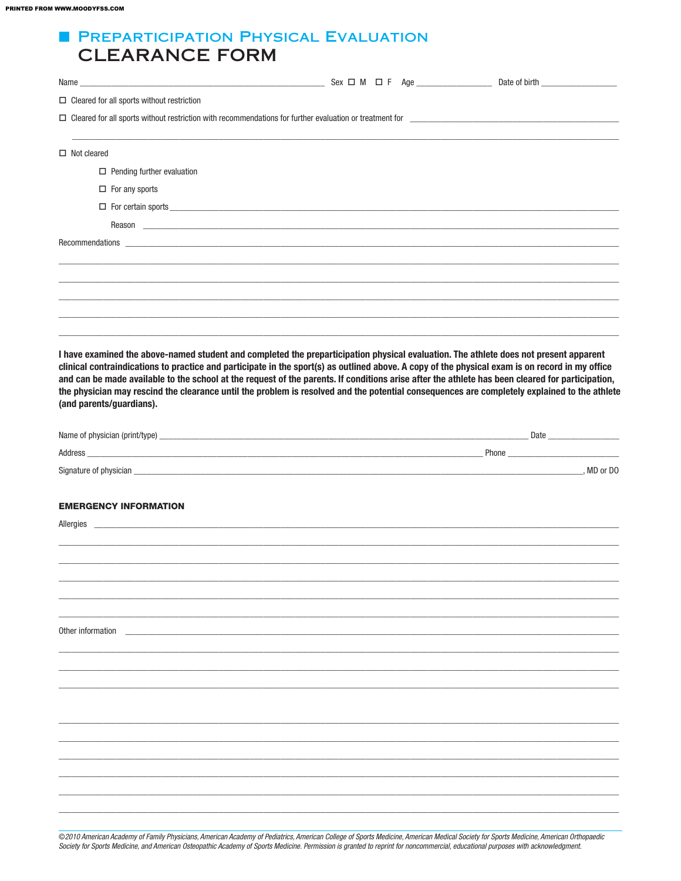# ■ Preparticipation Physical Evaluation
# CLEARANCE FORM

Name ______________________________________________ Sex ☐ M ☐ F Age ______________ Date of birth ______________

☐ Cleared for all sports without restriction

☐ Cleared for all sports without restriction with recommendations for further evaluation or treatment for ______________________________________

______________________________________________________________________________________________

☐ Not cleared

- ☐ Pending further evaluation
- ☐ For any sports
- ☐ For certain sports ______________________________________________________________________

  Reason ______________________________________________________________________________

Recommendations ______________________________________________________________________________

______________________________________________________________________________________________

______________________________________________________________________________________________

______________________________________________________________________________________________

______________________________________________________________________________________________

______________________________________________________________________________________________

**I have examined the above-named student and completed the preparticipation physical evaluation. The athlete does not present apparent clinical contraindications to practice and participate in the sport(s) as outlined above. A copy of the physical exam is on record in my office and can be made available to the school at the request of the parents. If conditions arise after the athlete has been cleared for participation, the physician may rescind the clearance until the problem is resolved and the potential consequences are completely explained to the athlete (and parents/guardians).**

Name of physician (print/type) ______________________________________________________ Date ______________

Address ______________________________________________________________ Phone ______________________

Signature of physician ____________________________________________________________________, MD or DO

## EMERGENCY INFORMATION

Allergies ______________________________________________________________________________________

______________________________________________________________________________________________

______________________________________________________________________________________________

______________________________________________________________________________________________

______________________________________________________________________________________________

______________________________________________________________________________________________

Other information ______________________________________________________________________________

______________________________________________________________________________________________

______________________________________________________________________________________________

______________________________________________________________________________________________

______________________________________________________________________________________________

______________________________________________________________________________________________

______________________________________________________________________________________________

______________________________________________________________________________________________

______________________________________________________________________________________________

______________________________________________________________________________________________

*©2010 American Academy of Family Physicians, American Academy of Pediatrics, American College of Sports Medicine, American Medical Society for Sports Medicine, American Orthopaedic Society for Sports Medicine, and American Osteopathic Academy of Sports Medicine. Permission is granted to reprint for noncommercial, educational purposes with acknowledgment.*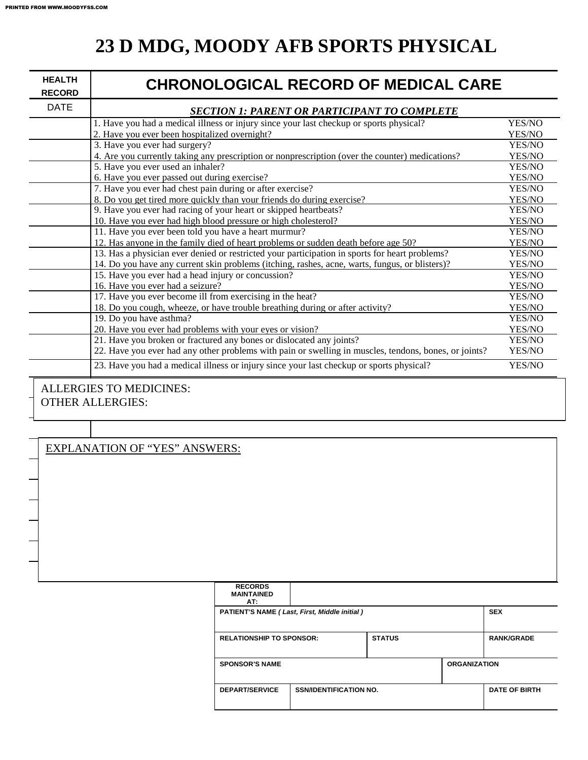# 23 D MDG, MOODY AFB SPORTS PHYSICAL

| HEALTH RECORD | CHRONOLOGICAL RECORD OF MEDICAL CARE | |
|---|---|---|
| DATE | ***SECTION 1: PARENT OR PARTICIPANT TO COMPLETE*** | |
| | 1. Have you had a medical illness or injury since your last checkup or sports physical? | YES/NO |
| | 2. Have you ever been hospitalized overnight? | YES/NO |
| | 3. Have you ever had surgery? | YES/NO |
| | 4. Are you currently taking any prescription or nonprescription (over the counter) medications? | YES/NO |
| | 5. Have you ever used an inhaler? | YES/NO |
| | 6. Have you ever passed out during exercise? | YES/NO |
| | 7. Have you ever had chest pain during or after exercise? | YES/NO |
| | 8. Do you get tired more quickly than your friends do during exercise? | YES/NO |
| | 9. Have you ever had racing of your heart or skipped heartbeats? | YES/NO |
| | 10. Have you ever had high blood pressure or high cholesterol? | YES/NO |
| | 11. Have you ever been told you have a heart murmur? | YES/NO |
| | 12. Has anyone in the family died of heart problems or sudden death before age 50? | YES/NO |
| | 13. Has a physician ever denied or restricted your participation in sports for heart problems? | YES/NO |
| | 14. Do you have any current skin problems (itching, rashes, acne, warts, fungus, or blisters)? | YES/NO |
| | 15. Have you ever had a head injury or concussion? | YES/NO |
| | 16. Have you ever had a seizure? | YES/NO |
| | 17. Have you ever become ill from exercising in the heat? | YES/NO |
| | 18. Do you cough, wheeze, or have trouble breathing during or after activity? | YES/NO |
| | 19. Do you have asthma? | YES/NO |
| | 20. Have you ever had problems with your eyes or vision? | YES/NO |
| | 21. Have you broken or fractured any bones or dislocated any joints? | YES/NO |
| | 22. Have you ever had any other problems with pain or swelling in muscles, tendons, bones, or joints? | YES/NO |
| | 23. Have you had a medical illness or injury since your last checkup or sports physical? | YES/NO |

ALLERGIES TO MEDICINES:
OTHER ALLERGIES:

EXPLANATION OF "YES" ANSWERS:

| RECORDS MAINTAINED AT: | | | | |
|---|---|---|---|---|
| PATIENT'S NAME *( Last, First, Middle initial )* | | | | SEX |
| RELATIONSHIP TO SPONSOR: | | STATUS | | RANK/GRADE |
| SPONSOR'S NAME | | | ORGANIZATION | |
| DEPART/SERVICE | SSN/IDENTIFICATION NO. | | | DATE OF BIRTH |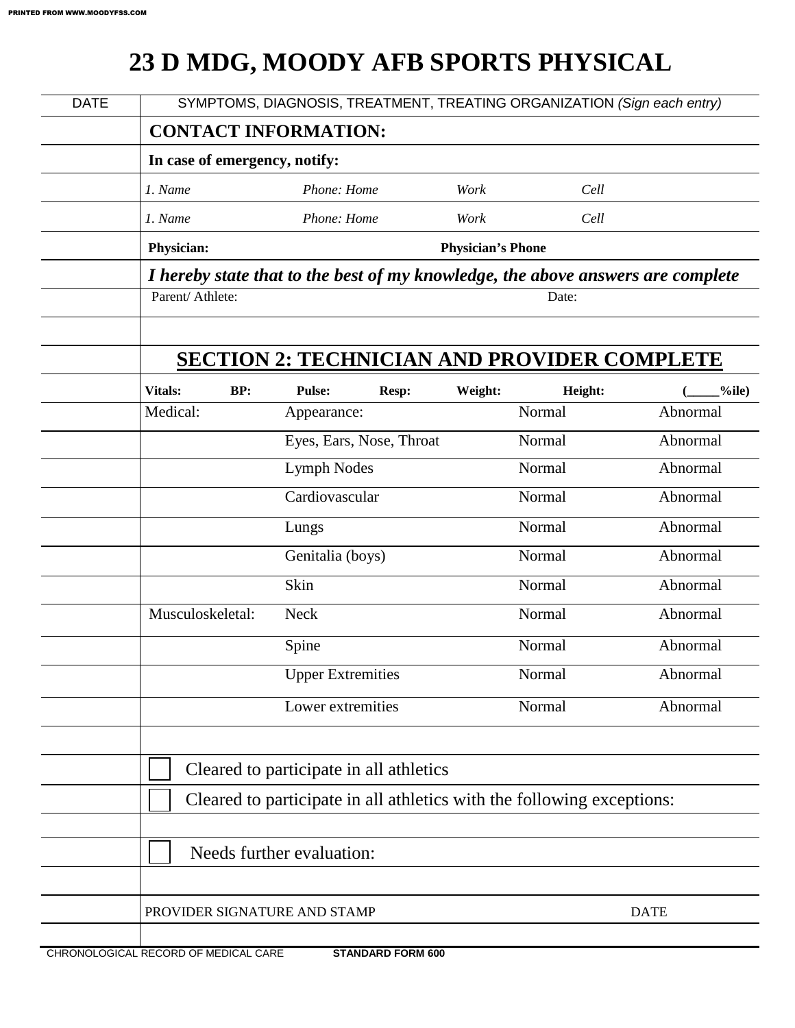# 23 D MDG, MOODY AFB SPORTS PHYSICAL

| DATE | SYMPTOMS, DIAGNOSIS, TREATMENT, TREATING ORGANIZATION *(Sign each entry)* | | | |
|---|---|---|---|---|
| | **CONTACT INFORMATION:** | | | |
| | **In case of emergency, notify:** | | | |
| | *1. Name* | *Phone: Home* | *Work* | *Cell* |
| | *1. Name* | *Phone: Home* | *Work* | *Cell* |
| | **Physician:** | | **Physician's Phone** | |
| | ***I hereby state that to the best of my knowledge, the above answers are complete*** | | | |
| | Parent/ Athlete: | | Date: | |
| | | | | |
| | **SECTION 2: TECHNICIAN AND PROVIDER COMPLETE** | | | |
| | **Vitals: BP: Pulse: Resp: Weight: Height: (_____%ile)** | | | |
| | Medical: | Appearance: | Normal | Abnormal |
| | | Eyes, Ears, Nose, Throat | Normal | Abnormal |
| | | Lymph Nodes | Normal | Abnormal |
| | | Cardiovascular | Normal | Abnormal |
| | | Lungs | Normal | Abnormal |
| | | Genitalia (boys) | Normal | Abnormal |
| | | Skin | Normal | Abnormal |
| | Musculoskeletal: | Neck | Normal | Abnormal |
| | | Spine | Normal | Abnormal |
| | | Upper Extremities | Normal | Abnormal |
| | | Lower extremities | Normal | Abnormal |
| | | | | |
| | ☐ Cleared to participate in all athletics | | | |
| | ☐ Cleared to participate in all athletics with the following exceptions: | | | |
| | | | | |
| | ☐ Needs further evaluation: | | | |
| | | | | |
| | PROVIDER SIGNATURE AND STAMP | | | DATE |
| | | | | |

CHRONOLOGICAL RECORD OF MEDICAL CARE **STANDARD FORM 600**